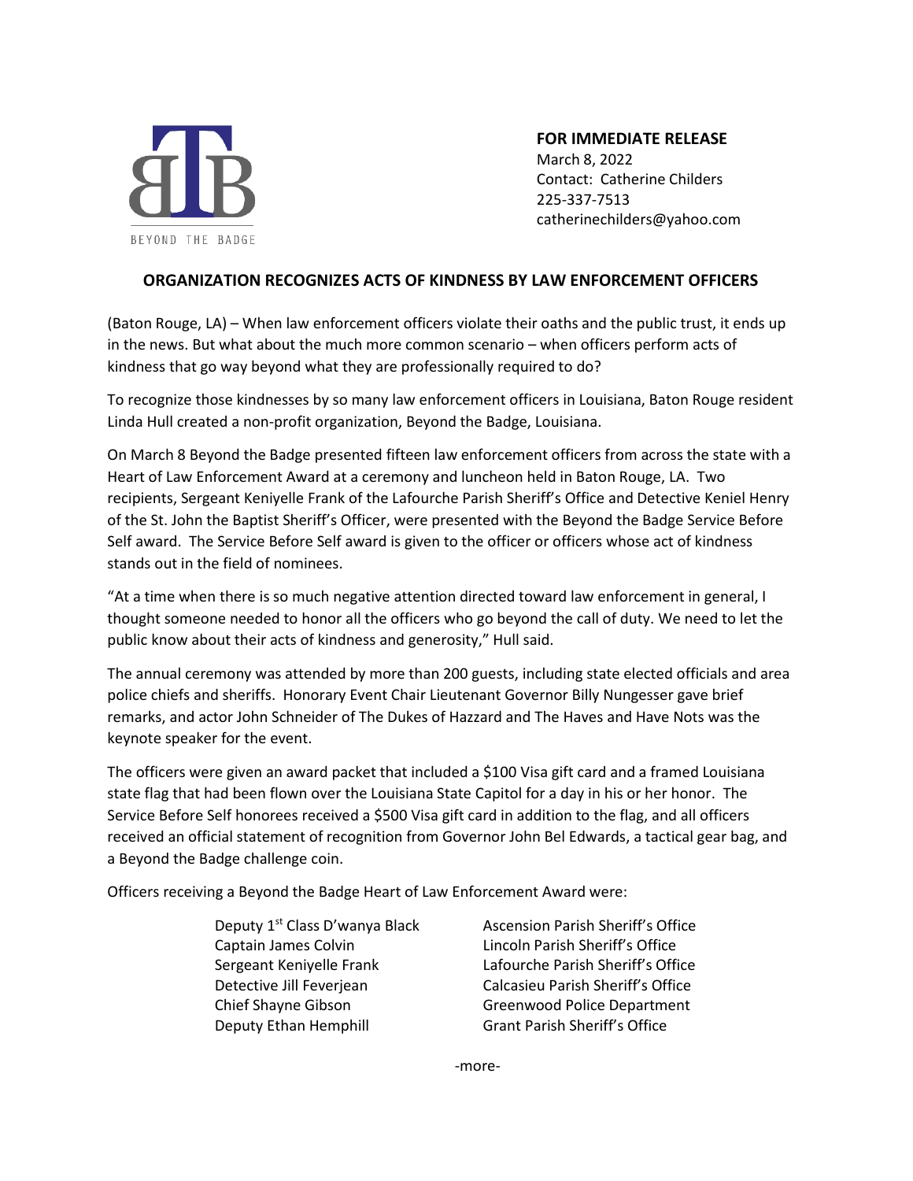BEYOND THE BADGE

**FOR IMMEDIATE RELEASE**
March 8, 2022
Contact: Catherine Childers
225-337-7513
catherinechilders@yahoo.com

## ORGANIZATION RECOGNIZES ACTS OF KINDNESS BY LAW ENFORCEMENT OFFICERS

(Baton Rouge, LA) – When law enforcement officers violate their oaths and the public trust, it ends up in the news. But what about the much more common scenario – when officers perform acts of kindness that go way beyond what they are professionally required to do?

To recognize those kindnesses by so many law enforcement officers in Louisiana, Baton Rouge resident Linda Hull created a non-profit organization, Beyond the Badge, Louisiana.

On March 8 Beyond the Badge presented fifteen law enforcement officers from across the state with a Heart of Law Enforcement Award at a ceremony and luncheon held in Baton Rouge, LA. Two recipients, Sergeant Keniyelle Frank of the Lafourche Parish Sheriff's Office and Detective Keniel Henry of the St. John the Baptist Sheriff's Officer, were presented with the Beyond the Badge Service Before Self award. The Service Before Self award is given to the officer or officers whose act of kindness stands out in the field of nominees.

"At a time when there is so much negative attention directed toward law enforcement in general, I thought someone needed to honor all the officers who go beyond the call of duty. We need to let the public know about their acts of kindness and generosity," Hull said.

The annual ceremony was attended by more than 200 guests, including state elected officials and area police chiefs and sheriffs. Honorary Event Chair Lieutenant Governor Billy Nungesser gave brief remarks, and actor John Schneider of The Dukes of Hazzard and The Haves and Have Nots was the keynote speaker for the event.

The officers were given an award packet that included a $100 Visa gift card and a framed Louisiana state flag that had been flown over the Louisiana State Capitol for a day in his or her honor. The Service Before Self honorees received a $500 Visa gift card in addition to the flag, and all officers received an official statement of recognition from Governor John Bel Edwards, a tactical gear bag, and a Beyond the Badge challenge coin.

Officers receiving a Beyond the Badge Heart of Law Enforcement Award were:

| | |
|---|---|
| Deputy 1st Class D'wanya Black | Ascension Parish Sheriff's Office |
| Captain James Colvin | Lincoln Parish Sheriff's Office |
| Sergeant Keniyelle Frank | Lafourche Parish Sheriff's Office |
| Detective Jill Feverjean | Calcasieu Parish Sheriff's Office |
| Chief Shayne Gibson | Greenwood Police Department |
| Deputy Ethan Hemphill | Grant Parish Sheriff's Office |

-more-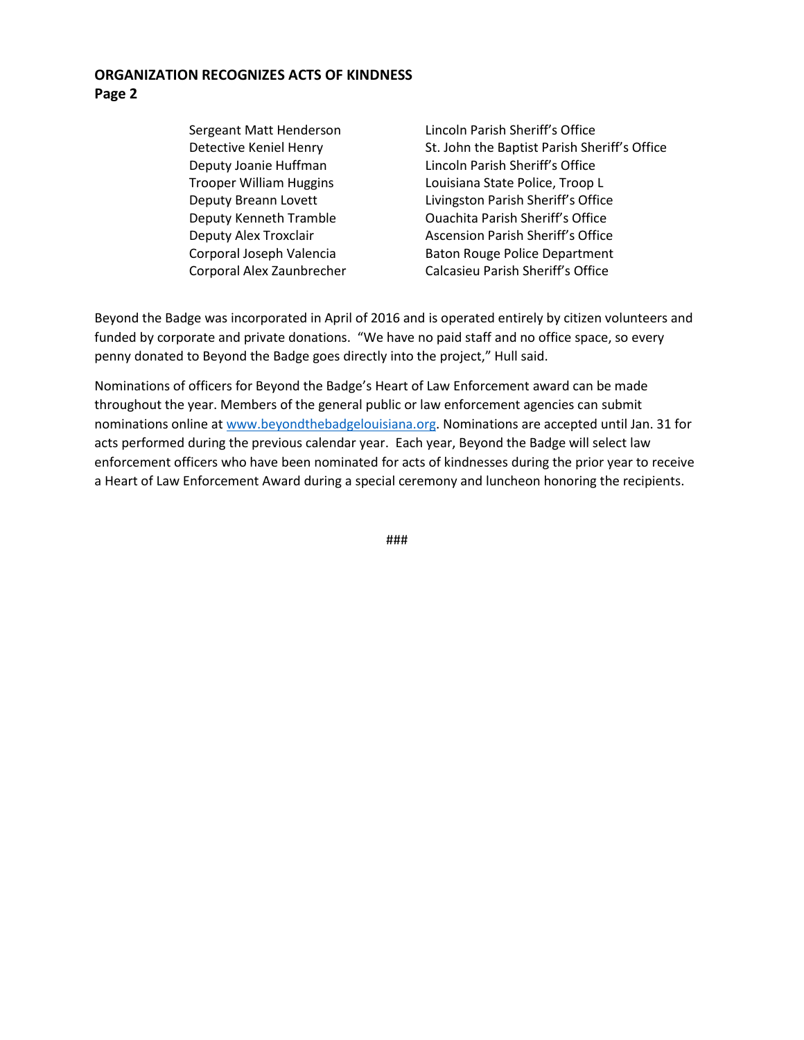Sergeant Matt Henderson — Lincoln Parish Sheriff's Office
Detective Keniel Henry — St. John the Baptist Parish Sheriff's Office
Deputy Joanie Huffman — Lincoln Parish Sheriff's Office
Trooper William Huggins — Louisiana State Police, Troop L
Deputy Breann Lovett — Livingston Parish Sheriff's Office
Deputy Kenneth Tramble — Ouachita Parish Sheriff's Office
Deputy Alex Troxclair — Ascension Parish Sheriff's Office
Corporal Joseph Valencia — Baton Rouge Police Department
Corporal Alex Zaunbrecher — Calcasieu Parish Sheriff's Office

Beyond the Badge was incorporated in April of 2016 and is operated entirely by citizen volunteers and funded by corporate and private donations. "We have no paid staff and no office space, so every penny donated to Beyond the Badge goes directly into the project," Hull said.

Nominations of officers for Beyond the Badge's Heart of Law Enforcement award can be made throughout the year. Members of the general public or law enforcement agencies can submit nominations online at www.beyondthebadgelouisiana.org. Nominations are accepted until Jan. 31 for acts performed during the previous calendar year. Each year, Beyond the Badge will select law enforcement officers who have been nominated for acts of kindnesses during the prior year to receive a Heart of Law Enforcement Award during a special ceremony and luncheon honoring the recipients.

###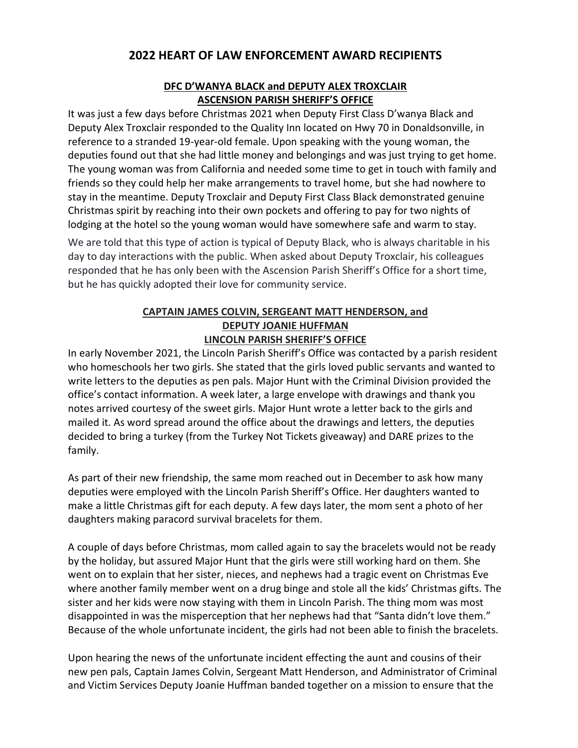# 2022 HEART OF LAW ENFORCEMENT AWARD RECIPIENTS

## DFC D'WANYA BLACK and DEPUTY ALEX TROXCLAIR
## ASCENSION PARISH SHERIFF'S OFFICE

It was just a few days before Christmas 2021 when Deputy First Class D'wanya Black and Deputy Alex Troxclair responded to the Quality Inn located on Hwy 70 in Donaldsonville, in reference to a stranded 19-year-old female. Upon speaking with the young woman, the deputies found out that she had little money and belongings and was just trying to get home. The young woman was from California and needed some time to get in touch with family and friends so they could help her make arrangements to travel home, but she had nowhere to stay in the meantime. Deputy Troxclair and Deputy First Class Black demonstrated genuine Christmas spirit by reaching into their own pockets and offering to pay for two nights of lodging at the hotel so the young woman would have somewhere safe and warm to stay.

We are told that this type of action is typical of Deputy Black, who is always charitable in his day to day interactions with the public. When asked about Deputy Troxclair, his colleagues responded that he has only been with the Ascension Parish Sheriff's Office for a short time, but he has quickly adopted their love for community service.

## CAPTAIN JAMES COLVIN, SERGEANT MATT HENDERSON, and DEPUTY JOANIE HUFFMAN
## LINCOLN PARISH SHERIFF'S OFFICE

In early November 2021, the Lincoln Parish Sheriff's Office was contacted by a parish resident who homeschools her two girls. She stated that the girls loved public servants and wanted to write letters to the deputies as pen pals. Major Hunt with the Criminal Division provided the office's contact information. A week later, a large envelope with drawings and thank you notes arrived courtesy of the sweet girls. Major Hunt wrote a letter back to the girls and mailed it. As word spread around the office about the drawings and letters, the deputies decided to bring a turkey (from the Turkey Not Tickets giveaway) and DARE prizes to the family.

As part of their new friendship, the same mom reached out in December to ask how many deputies were employed with the Lincoln Parish Sheriff's Office. Her daughters wanted to make a little Christmas gift for each deputy. A few days later, the mom sent a photo of her daughters making paracord survival bracelets for them.

A couple of days before Christmas, mom called again to say the bracelets would not be ready by the holiday, but assured Major Hunt that the girls were still working hard on them. She went on to explain that her sister, nieces, and nephews had a tragic event on Christmas Eve where another family member went on a drug binge and stole all the kids' Christmas gifts. The sister and her kids were now staying with them in Lincoln Parish. The thing mom was most disappointed in was the misperception that her nephews had that "Santa didn't love them." Because of the whole unfortunate incident, the girls had not been able to finish the bracelets.

Upon hearing the news of the unfortunate incident effecting the aunt and cousins of their new pen pals, Captain James Colvin, Sergeant Matt Henderson, and Administrator of Criminal and Victim Services Deputy Joanie Huffman banded together on a mission to ensure that the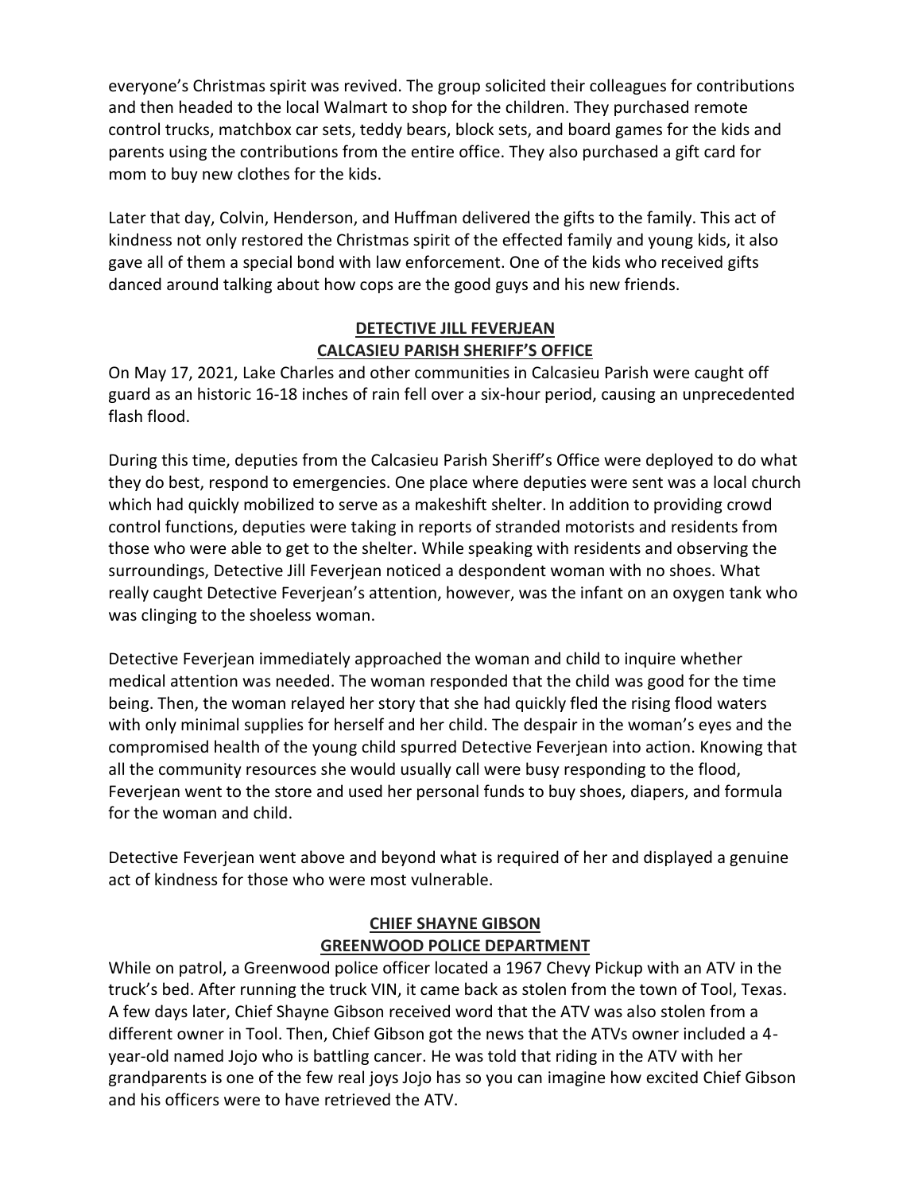everyone's Christmas spirit was revived. The group solicited their colleagues for contributions and then headed to the local Walmart to shop for the children. They purchased remote control trucks, matchbox car sets, teddy bears, block sets, and board games for the kids and parents using the contributions from the entire office. They also purchased a gift card for mom to buy new clothes for the kids.

Later that day, Colvin, Henderson, and Huffman delivered the gifts to the family. This act of kindness not only restored the Christmas spirit of the effected family and young kids, it also gave all of them a special bond with law enforcement. One of the kids who received gifts danced around talking about how cops are the good guys and his new friends.

## DETECTIVE JILL FEVERJEAN
## CALCASIEU PARISH SHERIFF'S OFFICE

On May 17, 2021, Lake Charles and other communities in Calcasieu Parish were caught off guard as an historic 16-18 inches of rain fell over a six-hour period, causing an unprecedented flash flood.

During this time, deputies from the Calcasieu Parish Sheriff's Office were deployed to do what they do best, respond to emergencies. One place where deputies were sent was a local church which had quickly mobilized to serve as a makeshift shelter. In addition to providing crowd control functions, deputies were taking in reports of stranded motorists and residents from those who were able to get to the shelter. While speaking with residents and observing the surroundings, Detective Jill Feverjean noticed a despondent woman with no shoes. What really caught Detective Feverjean's attention, however, was the infant on an oxygen tank who was clinging to the shoeless woman.

Detective Feverjean immediately approached the woman and child to inquire whether medical attention was needed. The woman responded that the child was good for the time being. Then, the woman relayed her story that she had quickly fled the rising flood waters with only minimal supplies for herself and her child. The despair in the woman's eyes and the compromised health of the young child spurred Detective Feverjean into action. Knowing that all the community resources she would usually call were busy responding to the flood, Feverjean went to the store and used her personal funds to buy shoes, diapers, and formula for the woman and child.

Detective Feverjean went above and beyond what is required of her and displayed a genuine act of kindness for those who were most vulnerable.

## CHIEF SHAYNE GIBSON
## GREENWOOD POLICE DEPARTMENT

While on patrol, a Greenwood police officer located a 1967 Chevy Pickup with an ATV in the truck's bed. After running the truck VIN, it came back as stolen from the town of Tool, Texas. A few days later, Chief Shayne Gibson received word that the ATV was also stolen from a different owner in Tool. Then, Chief Gibson got the news that the ATVs owner included a 4-year-old named Jojo who is battling cancer. He was told that riding in the ATV with her grandparents is one of the few real joys Jojo has so you can imagine how excited Chief Gibson and his officers were to have retrieved the ATV.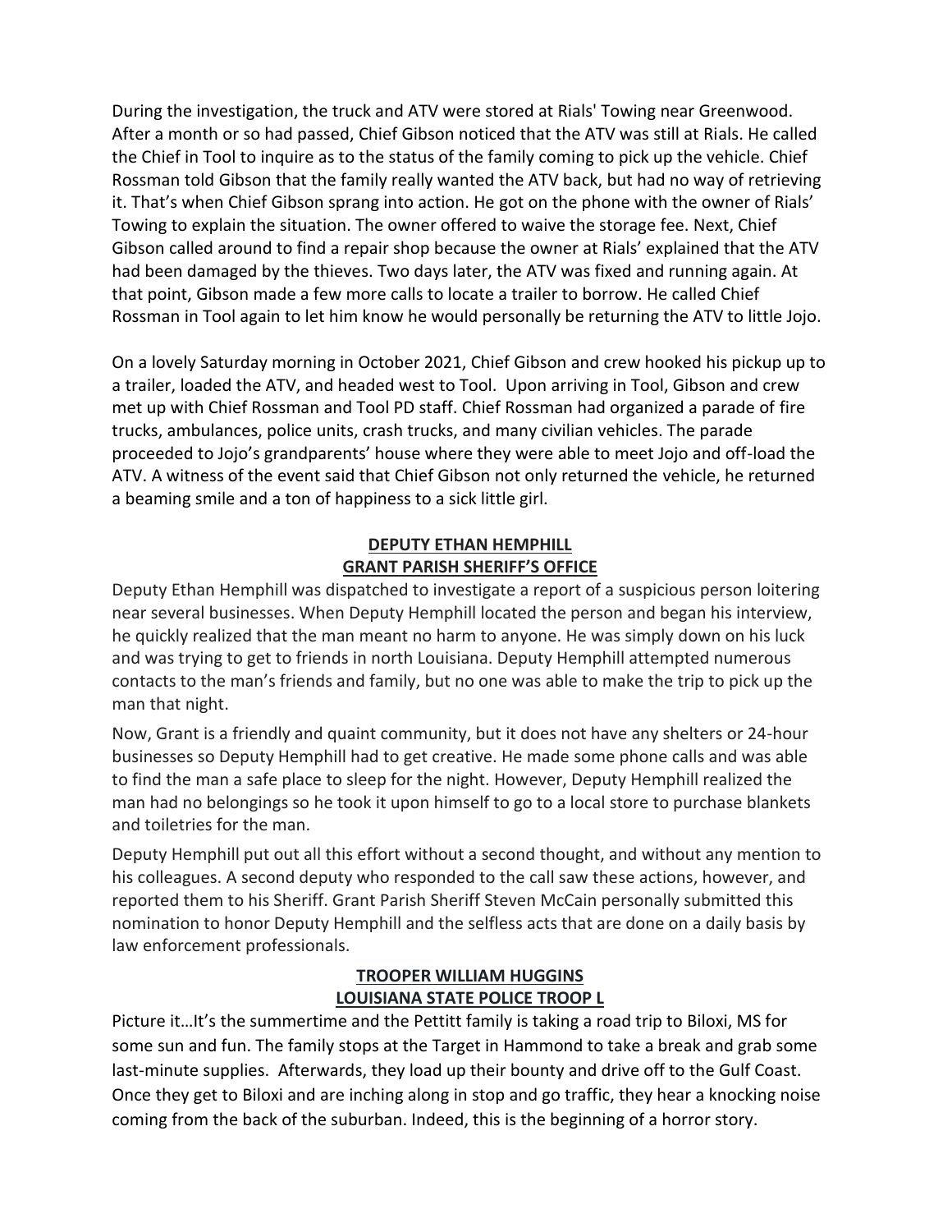During the investigation, the truck and ATV were stored at Rials' Towing near Greenwood. After a month or so had passed, Chief Gibson noticed that the ATV was still at Rials. He called the Chief in Tool to inquire as to the status of the family coming to pick up the vehicle. Chief Rossman told Gibson that the family really wanted the ATV back, but had no way of retrieving it. That's when Chief Gibson sprang into action. He got on the phone with the owner of Rials' Towing to explain the situation. The owner offered to waive the storage fee. Next, Chief Gibson called around to find a repair shop because the owner at Rials' explained that the ATV had been damaged by the thieves. Two days later, the ATV was fixed and running again. At that point, Gibson made a few more calls to locate a trailer to borrow. He called Chief Rossman in Tool again to let him know he would personally be returning the ATV to little Jojo.

On a lovely Saturday morning in October 2021, Chief Gibson and crew hooked his pickup up to a trailer, loaded the ATV, and headed west to Tool. Upon arriving in Tool, Gibson and crew met up with Chief Rossman and Tool PD staff. Chief Rossman had organized a parade of fire trucks, ambulances, police units, crash trucks, and many civilian vehicles. The parade proceeded to Jojo's grandparents' house where they were able to meet Jojo and off-load the ATV. A witness of the event said that Chief Gibson not only returned the vehicle, he returned a beaming smile and a ton of happiness to a sick little girl.

## DEPUTY ETHAN HEMPHILL
## GRANT PARISH SHERIFF'S OFFICE

Deputy Ethan Hemphill was dispatched to investigate a report of a suspicious person loitering near several businesses. When Deputy Hemphill located the person and began his interview, he quickly realized that the man meant no harm to anyone. He was simply down on his luck and was trying to get to friends in north Louisiana. Deputy Hemphill attempted numerous contacts to the man's friends and family, but no one was able to make the trip to pick up the man that night.

Now, Grant is a friendly and quaint community, but it does not have any shelters or 24-hour businesses so Deputy Hemphill had to get creative. He made some phone calls and was able to find the man a safe place to sleep for the night. However, Deputy Hemphill realized the man had no belongings so he took it upon himself to go to a local store to purchase blankets and toiletries for the man.

Deputy Hemphill put out all this effort without a second thought, and without any mention to his colleagues. A second deputy who responded to the call saw these actions, however, and reported them to his Sheriff. Grant Parish Sheriff Steven McCain personally submitted this nomination to honor Deputy Hemphill and the selfless acts that are done on a daily basis by law enforcement professionals.

## TROOPER WILLIAM HUGGINS
## LOUISIANA STATE POLICE TROOP L

Picture it…It's the summertime and the Pettitt family is taking a road trip to Biloxi, MS for some sun and fun. The family stops at the Target in Hammond to take a break and grab some last-minute supplies. Afterwards, they load up their bounty and drive off to the Gulf Coast. Once they get to Biloxi and are inching along in stop and go traffic, they hear a knocking noise coming from the back of the suburban. Indeed, this is the beginning of a horror story.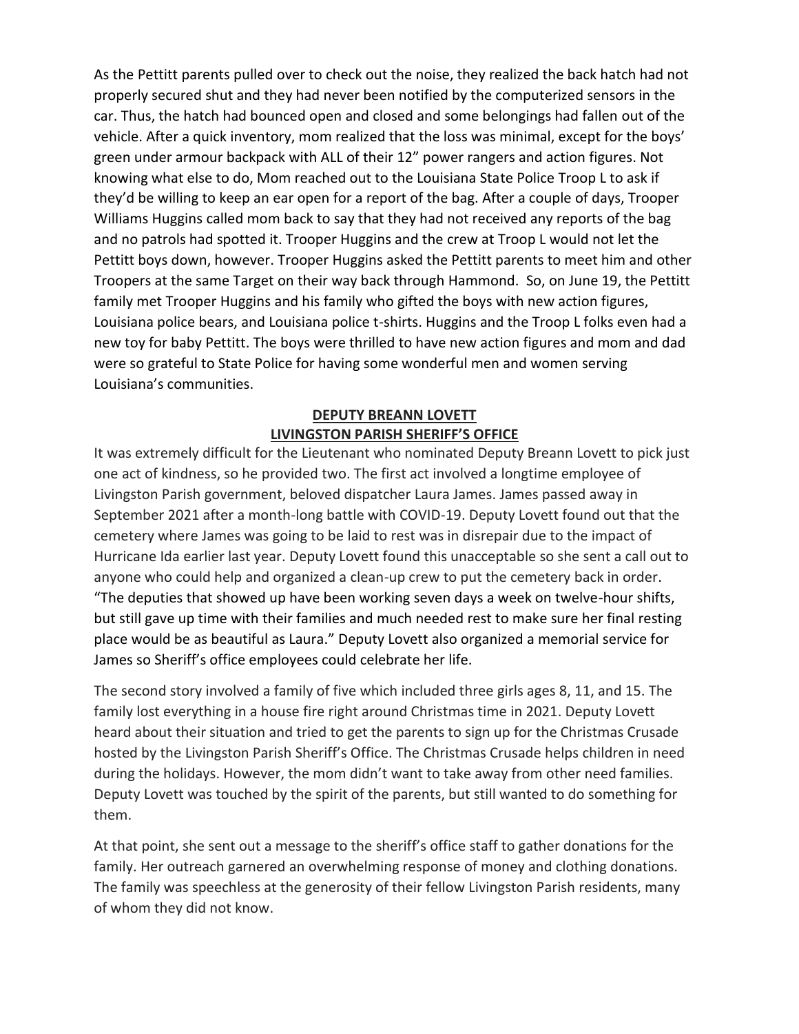As the Pettitt parents pulled over to check out the noise, they realized the back hatch had not properly secured shut and they had never been notified by the computerized sensors in the car. Thus, the hatch had bounced open and closed and some belongings had fallen out of the vehicle. After a quick inventory, mom realized that the loss was minimal, except for the boys' green under armour backpack with ALL of their 12" power rangers and action figures. Not knowing what else to do, Mom reached out to the Louisiana State Police Troop L to ask if they'd be willing to keep an ear open for a report of the bag. After a couple of days, Trooper Williams Huggins called mom back to say that they had not received any reports of the bag and no patrols had spotted it. Trooper Huggins and the crew at Troop L would not let the Pettitt boys down, however. Trooper Huggins asked the Pettitt parents to meet him and other Troopers at the same Target on their way back through Hammond. So, on June 19, the Pettitt family met Trooper Huggins and his family who gifted the boys with new action figures, Louisiana police bears, and Louisiana police t-shirts. Huggins and the Troop L folks even had a new toy for baby Pettitt. The boys were thrilled to have new action figures and mom and dad were so grateful to State Police for having some wonderful men and women serving Louisiana's communities.

## DEPUTY BREANN LOVETT
## LIVINGSTON PARISH SHERIFF'S OFFICE

It was extremely difficult for the Lieutenant who nominated Deputy Breann Lovett to pick just one act of kindness, so he provided two. The first act involved a longtime employee of Livingston Parish government, beloved dispatcher Laura James. James passed away in September 2021 after a month-long battle with COVID-19. Deputy Lovett found out that the cemetery where James was going to be laid to rest was in disrepair due to the impact of Hurricane Ida earlier last year. Deputy Lovett found this unacceptable so she sent a call out to anyone who could help and organized a clean-up crew to put the cemetery back in order. "The deputies that showed up have been working seven days a week on twelve-hour shifts, but still gave up time with their families and much needed rest to make sure her final resting place would be as beautiful as Laura." Deputy Lovett also organized a memorial service for James so Sheriff's office employees could celebrate her life.

The second story involved a family of five which included three girls ages 8, 11, and 15. The family lost everything in a house fire right around Christmas time in 2021. Deputy Lovett heard about their situation and tried to get the parents to sign up for the Christmas Crusade hosted by the Livingston Parish Sheriff's Office. The Christmas Crusade helps children in need during the holidays. However, the mom didn't want to take away from other need families. Deputy Lovett was touched by the spirit of the parents, but still wanted to do something for them.

At that point, she sent out a message to the sheriff's office staff to gather donations for the family. Her outreach garnered an overwhelming response of money and clothing donations. The family was speechless at the generosity of their fellow Livingston Parish residents, many of whom they did not know.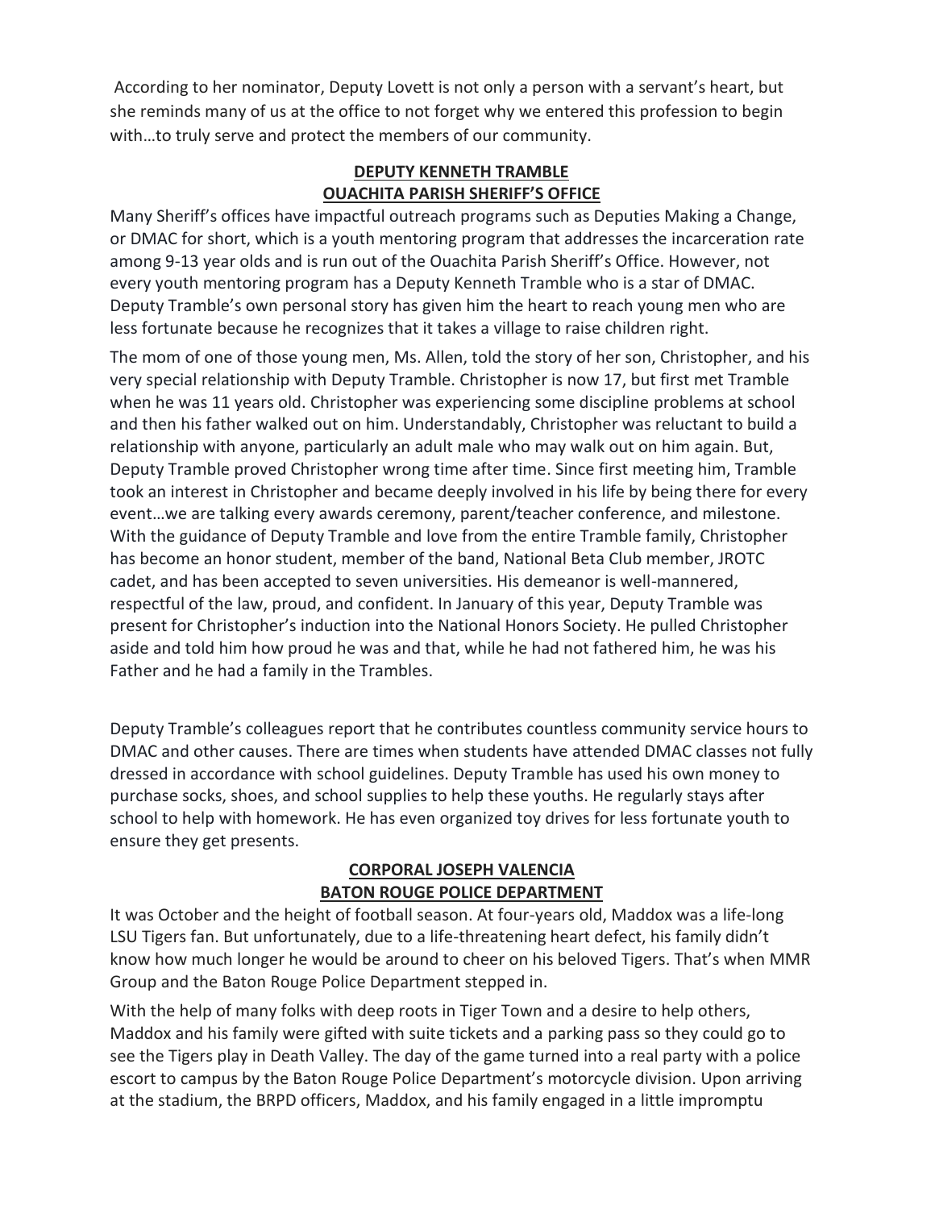According to her nominator, Deputy Lovett is not only a person with a servant's heart, but she reminds many of us at the office to not forget why we entered this profession to begin with…to truly serve and protect the members of our community.

## DEPUTY KENNETH TRAMBLE
## OUACHITA PARISH SHERIFF'S OFFICE

Many Sheriff's offices have impactful outreach programs such as Deputies Making a Change, or DMAC for short, which is a youth mentoring program that addresses the incarceration rate among 9-13 year olds and is run out of the Ouachita Parish Sheriff's Office. However, not every youth mentoring program has a Deputy Kenneth Tramble who is a star of DMAC. Deputy Tramble's own personal story has given him the heart to reach young men who are less fortunate because he recognizes that it takes a village to raise children right.

The mom of one of those young men, Ms. Allen, told the story of her son, Christopher, and his very special relationship with Deputy Tramble. Christopher is now 17, but first met Tramble when he was 11 years old. Christopher was experiencing some discipline problems at school and then his father walked out on him. Understandably, Christopher was reluctant to build a relationship with anyone, particularly an adult male who may walk out on him again. But, Deputy Tramble proved Christopher wrong time after time. Since first meeting him, Tramble took an interest in Christopher and became deeply involved in his life by being there for every event…we are talking every awards ceremony, parent/teacher conference, and milestone. With the guidance of Deputy Tramble and love from the entire Tramble family, Christopher has become an honor student, member of the band, National Beta Club member, JROTC cadet, and has been accepted to seven universities. His demeanor is well-mannered, respectful of the law, proud, and confident. In January of this year, Deputy Tramble was present for Christopher's induction into the National Honors Society. He pulled Christopher aside and told him how proud he was and that, while he had not fathered him, he was his Father and he had a family in the Trambles.

Deputy Tramble's colleagues report that he contributes countless community service hours to DMAC and other causes. There are times when students have attended DMAC classes not fully dressed in accordance with school guidelines. Deputy Tramble has used his own money to purchase socks, shoes, and school supplies to help these youths. He regularly stays after school to help with homework. He has even organized toy drives for less fortunate youth to ensure they get presents.

## CORPORAL JOSEPH VALENCIA
## BATON ROUGE POLICE DEPARTMENT

It was October and the height of football season. At four-years old, Maddox was a life-long LSU Tigers fan. But unfortunately, due to a life-threatening heart defect, his family didn't know how much longer he would be around to cheer on his beloved Tigers. That's when MMR Group and the Baton Rouge Police Department stepped in.

With the help of many folks with deep roots in Tiger Town and a desire to help others, Maddox and his family were gifted with suite tickets and a parking pass so they could go to see the Tigers play in Death Valley. The day of the game turned into a real party with a police escort to campus by the Baton Rouge Police Department's motorcycle division. Upon arriving at the stadium, the BRPD officers, Maddox, and his family engaged in a little impromptu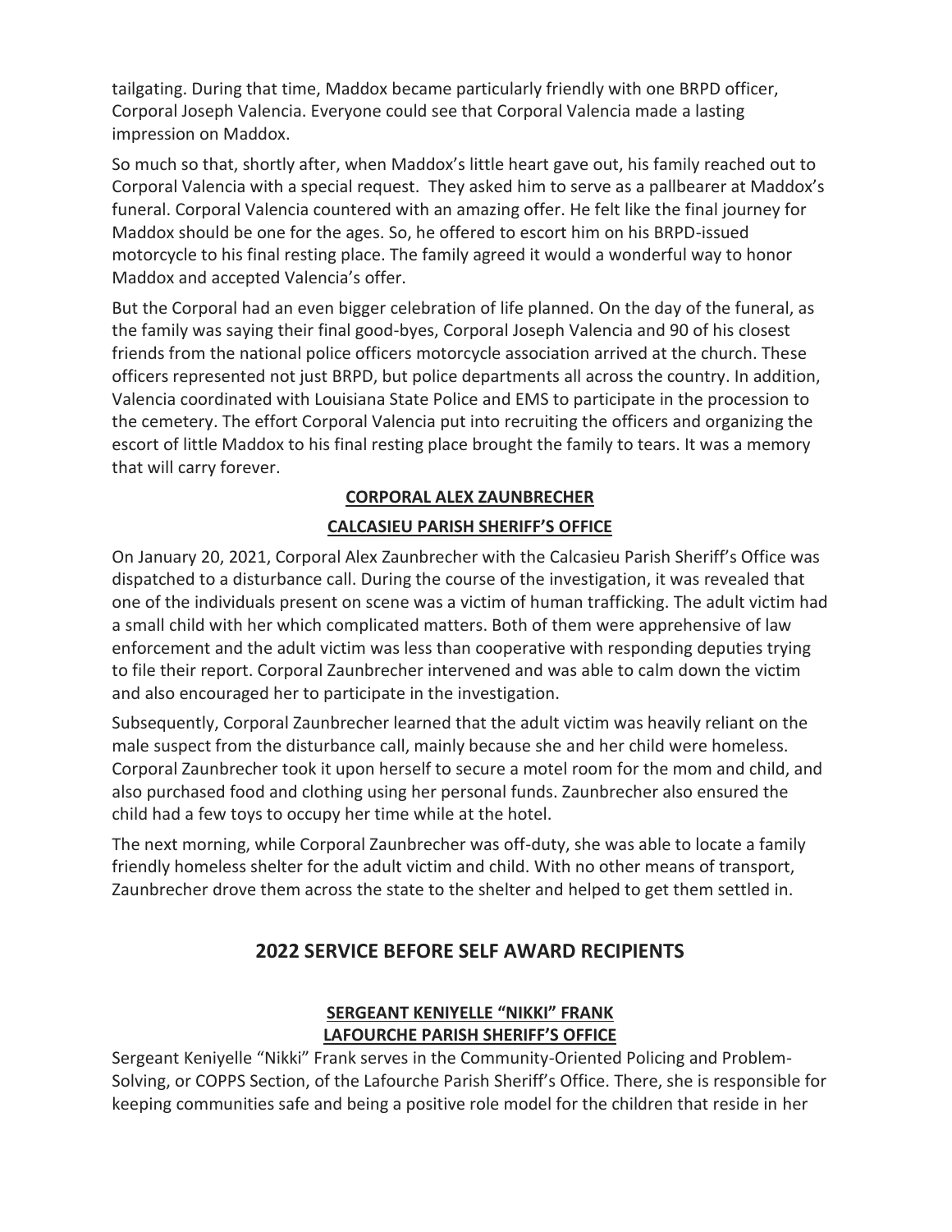tailgating. During that time, Maddox became particularly friendly with one BRPD officer, Corporal Joseph Valencia. Everyone could see that Corporal Valencia made a lasting impression on Maddox.

So much so that, shortly after, when Maddox's little heart gave out, his family reached out to Corporal Valencia with a special request. They asked him to serve as a pallbearer at Maddox's funeral. Corporal Valencia countered with an amazing offer. He felt like the final journey for Maddox should be one for the ages. So, he offered to escort him on his BRPD-issued motorcycle to his final resting place. The family agreed it would a wonderful way to honor Maddox and accepted Valencia's offer.

But the Corporal had an even bigger celebration of life planned. On the day of the funeral, as the family was saying their final good-byes, Corporal Joseph Valencia and 90 of his closest friends from the national police officers motorcycle association arrived at the church. These officers represented not just BRPD, but police departments all across the country. In addition, Valencia coordinated with Louisiana State Police and EMS to participate in the procession to the cemetery. The effort Corporal Valencia put into recruiting the officers and organizing the escort of little Maddox to his final resting place brought the family to tears. It was a memory that will carry forever.

### CORPORAL ALEX ZAUNBRECHER

### CALCASIEU PARISH SHERIFF'S OFFICE

On January 20, 2021, Corporal Alex Zaunbrecher with the Calcasieu Parish Sheriff's Office was dispatched to a disturbance call. During the course of the investigation, it was revealed that one of the individuals present on scene was a victim of human trafficking. The adult victim had a small child with her which complicated matters. Both of them were apprehensive of law enforcement and the adult victim was less than cooperative with responding deputies trying to file their report. Corporal Zaunbrecher intervened and was able to calm down the victim and also encouraged her to participate in the investigation.

Subsequently, Corporal Zaunbrecher learned that the adult victim was heavily reliant on the male suspect from the disturbance call, mainly because she and her child were homeless. Corporal Zaunbrecher took it upon herself to secure a motel room for the mom and child, and also purchased food and clothing using her personal funds. Zaunbrecher also ensured the child had a few toys to occupy her time while at the hotel.

The next morning, while Corporal Zaunbrecher was off-duty, she was able to locate a family friendly homeless shelter for the adult victim and child. With no other means of transport, Zaunbrecher drove them across the state to the shelter and helped to get them settled in.

## 2022 SERVICE BEFORE SELF AWARD RECIPIENTS

### SERGEANT KENIYELLE "NIKKI" FRANK
### LAFOURCHE PARISH SHERIFF'S OFFICE

Sergeant Keniyelle "Nikki" Frank serves in the Community-Oriented Policing and Problem-Solving, or COPPS Section, of the Lafourche Parish Sheriff's Office. There, she is responsible for keeping communities safe and being a positive role model for the children that reside in her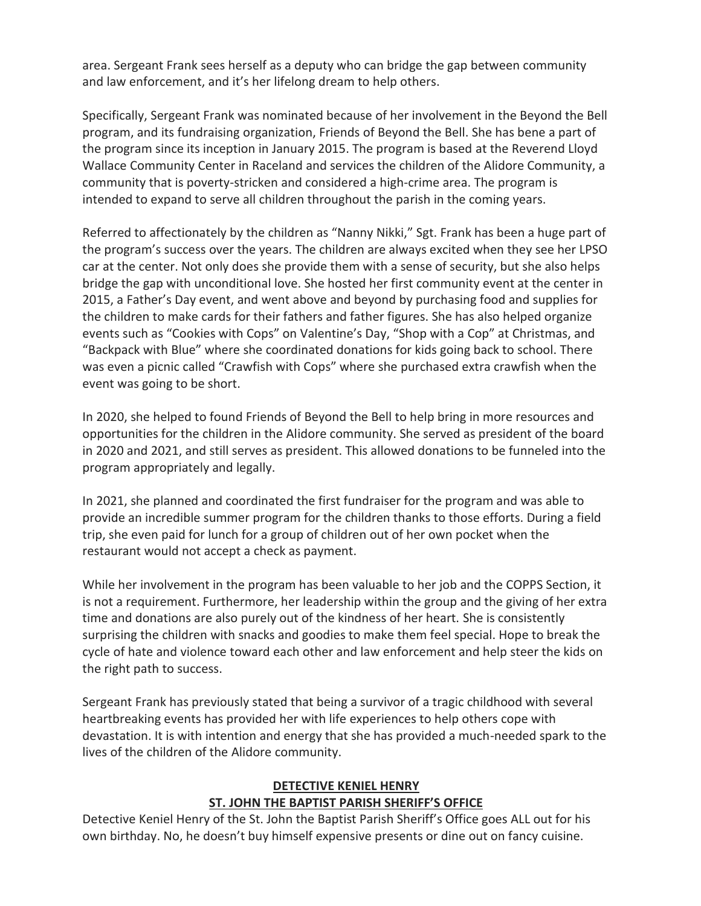area. Sergeant Frank sees herself as a deputy who can bridge the gap between community and law enforcement, and it's her lifelong dream to help others.

Specifically, Sergeant Frank was nominated because of her involvement in the Beyond the Bell program, and its fundraising organization, Friends of Beyond the Bell. She has bene a part of the program since its inception in January 2015. The program is based at the Reverend Lloyd Wallace Community Center in Raceland and services the children of the Alidore Community, a community that is poverty-stricken and considered a high-crime area. The program is intended to expand to serve all children throughout the parish in the coming years.

Referred to affectionately by the children as "Nanny Nikki," Sgt. Frank has been a huge part of the program's success over the years. The children are always excited when they see her LPSO car at the center. Not only does she provide them with a sense of security, but she also helps bridge the gap with unconditional love. She hosted her first community event at the center in 2015, a Father's Day event, and went above and beyond by purchasing food and supplies for the children to make cards for their fathers and father figures. She has also helped organize events such as "Cookies with Cops" on Valentine's Day, "Shop with a Cop" at Christmas, and "Backpack with Blue" where she coordinated donations for kids going back to school. There was even a picnic called "Crawfish with Cops" where she purchased extra crawfish when the event was going to be short.

In 2020, she helped to found Friends of Beyond the Bell to help bring in more resources and opportunities for the children in the Alidore community. She served as president of the board in 2020 and 2021, and still serves as president. This allowed donations to be funneled into the program appropriately and legally.

In 2021, she planned and coordinated the first fundraiser for the program and was able to provide an incredible summer program for the children thanks to those efforts. During a field trip, she even paid for lunch for a group of children out of her own pocket when the restaurant would not accept a check as payment.

While her involvement in the program has been valuable to her job and the COPPS Section, it is not a requirement. Furthermore, her leadership within the group and the giving of her extra time and donations are also purely out of the kindness of her heart. She is consistently surprising the children with snacks and goodies to make them feel special. Hope to break the cycle of hate and violence toward each other and law enforcement and help steer the kids on the right path to success.

Sergeant Frank has previously stated that being a survivor of a tragic childhood with several heartbreaking events has provided her with life experiences to help others cope with devastation. It is with intention and energy that she has provided a much-needed spark to the lives of the children of the Alidore community.

## DETECTIVE KENIEL HENRY
## ST. JOHN THE BAPTIST PARISH SHERIFF'S OFFICE

Detective Keniel Henry of the St. John the Baptist Parish Sheriff's Office goes ALL out for his own birthday. No, he doesn't buy himself expensive presents or dine out on fancy cuisine.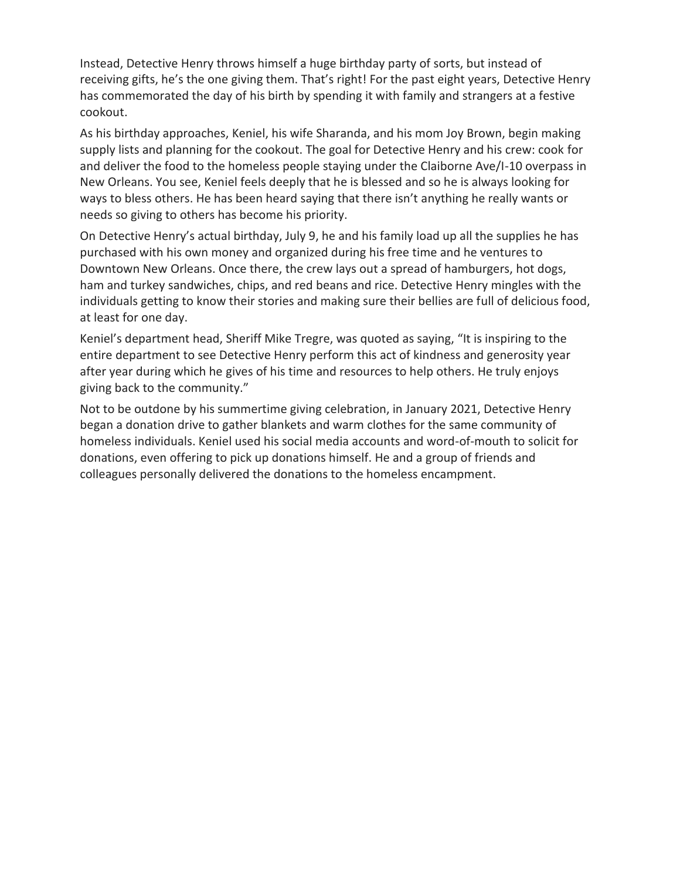Instead, Detective Henry throws himself a huge birthday party of sorts, but instead of receiving gifts, he's the one giving them. That's right! For the past eight years, Detective Henry has commemorated the day of his birth by spending it with family and strangers at a festive cookout.

As his birthday approaches, Keniel, his wife Sharanda, and his mom Joy Brown, begin making supply lists and planning for the cookout. The goal for Detective Henry and his crew: cook for and deliver the food to the homeless people staying under the Claiborne Ave/I-10 overpass in New Orleans. You see, Keniel feels deeply that he is blessed and so he is always looking for ways to bless others. He has been heard saying that there isn't anything he really wants or needs so giving to others has become his priority.

On Detective Henry's actual birthday, July 9, he and his family load up all the supplies he has purchased with his own money and organized during his free time and he ventures to Downtown New Orleans. Once there, the crew lays out a spread of hamburgers, hot dogs, ham and turkey sandwiches, chips, and red beans and rice. Detective Henry mingles with the individuals getting to know their stories and making sure their bellies are full of delicious food, at least for one day.

Keniel's department head, Sheriff Mike Tregre, was quoted as saying, "It is inspiring to the entire department to see Detective Henry perform this act of kindness and generosity year after year during which he gives of his time and resources to help others. He truly enjoys giving back to the community."

Not to be outdone by his summertime giving celebration, in January 2021, Detective Henry began a donation drive to gather blankets and warm clothes for the same community of homeless individuals. Keniel used his social media accounts and word-of-mouth to solicit for donations, even offering to pick up donations himself. He and a group of friends and colleagues personally delivered the donations to the homeless encampment.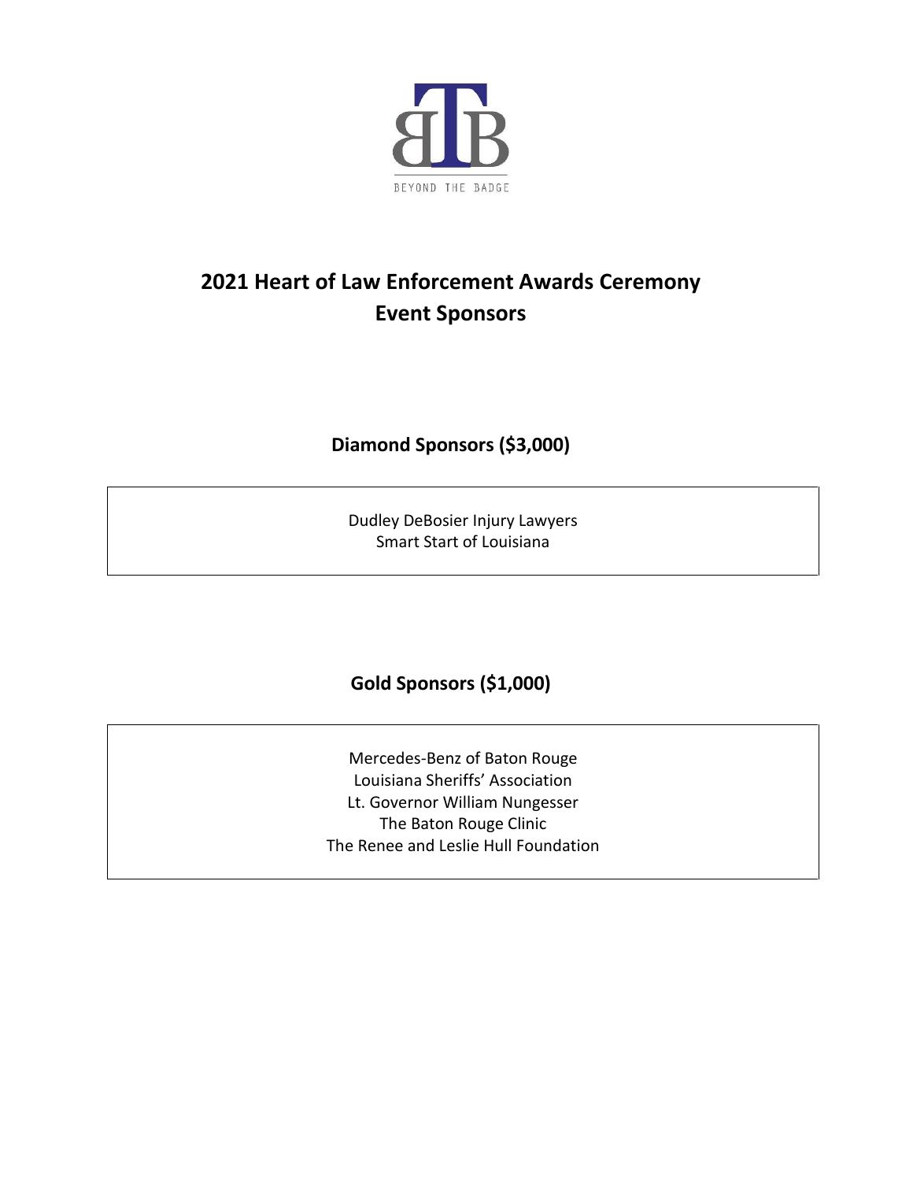BEYOND THE BADGE

# 2021 Heart of Law Enforcement Awards Ceremony
# Event Sponsors

## Diamond Sponsors ($3,000)

Dudley DeBosier Injury Lawyers
Smart Start of Louisiana

## Gold Sponsors ($1,000)

Mercedes-Benz of Baton Rouge
Louisiana Sheriffs' Association
Lt. Governor William Nungesser
The Baton Rouge Clinic
The Renee and Leslie Hull Foundation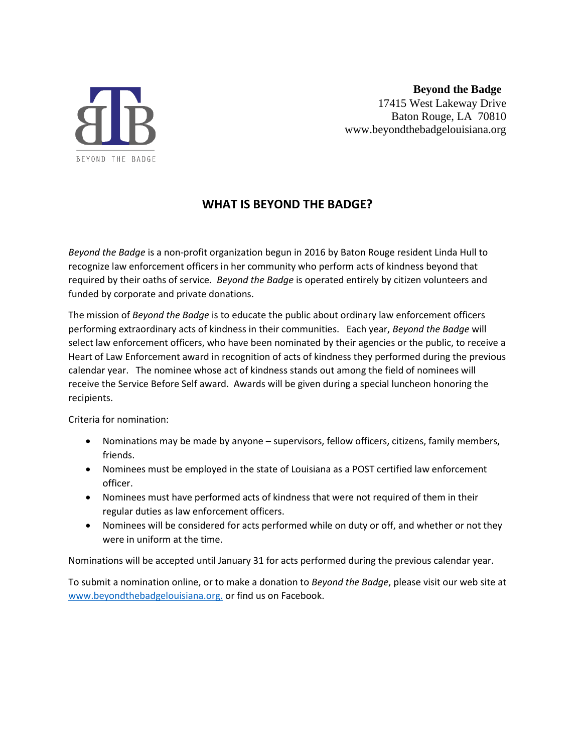**Beyond the Badge**
17415 West Lakeway Drive
Baton Rouge, LA 70810
www.beyondthebadgelouisiana.org

## WHAT IS BEYOND THE BADGE?

*Beyond the Badge* is a non-profit organization begun in 2016 by Baton Rouge resident Linda Hull to recognize law enforcement officers in her community who perform acts of kindness beyond that required by their oaths of service. *Beyond the Badge* is operated entirely by citizen volunteers and funded by corporate and private donations.

The mission of *Beyond the Badge* is to educate the public about ordinary law enforcement officers performing extraordinary acts of kindness in their communities. Each year, *Beyond the Badge* will select law enforcement officers, who have been nominated by their agencies or the public, to receive a Heart of Law Enforcement award in recognition of acts of kindness they performed during the previous calendar year. The nominee whose act of kindness stands out among the field of nominees will receive the Service Before Self award. Awards will be given during a special luncheon honoring the recipients.

Criteria for nomination:

- Nominations may be made by anyone – supervisors, fellow officers, citizens, family members, friends.
- Nominees must be employed in the state of Louisiana as a POST certified law enforcement officer.
- Nominees must have performed acts of kindness that were not required of them in their regular duties as law enforcement officers.
- Nominees will be considered for acts performed while on duty or off, and whether or not they were in uniform at the time.

Nominations will be accepted until January 31 for acts performed during the previous calendar year.

To submit a nomination online, or to make a donation to *Beyond the Badge*, please visit our web site at www.beyondthebadgelouisiana.org. or find us on Facebook.